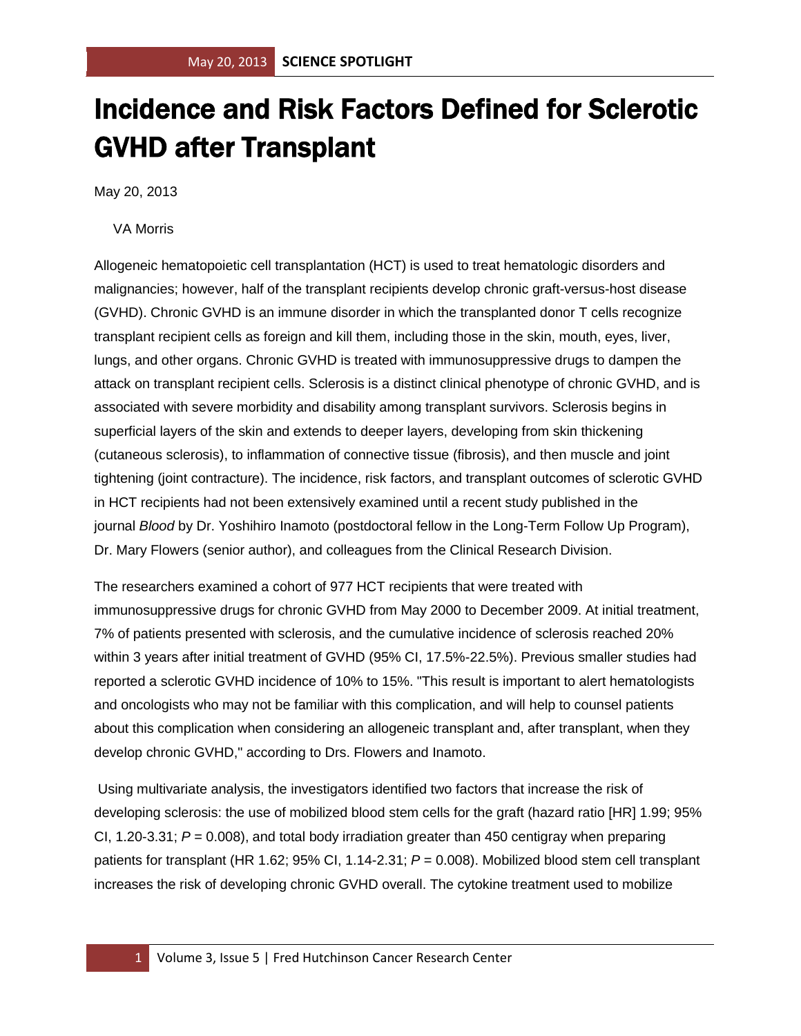# Incidence and Risk Factors Defined for Sclerotic GVHD after Transplant

May 20, 2013

VA Morris

Allogeneic hematopoietic cell transplantation (HCT) is used to treat hematologic disorders and malignancies; however, half of the transplant recipients develop chronic graft-versus-host disease (GVHD). Chronic GVHD is an immune disorder in which the transplanted donor T cells recognize transplant recipient cells as foreign and kill them, including those in the skin, mouth, eyes, liver, lungs, and other organs. Chronic GVHD is treated with immunosuppressive drugs to dampen the attack on transplant recipient cells. Sclerosis is a distinct clinical phenotype of chronic GVHD, and is associated with severe morbidity and disability among transplant survivors. Sclerosis begins in superficial layers of the skin and extends to deeper layers, developing from skin thickening (cutaneous sclerosis), to inflammation of connective tissue (fibrosis), and then muscle and joint tightening (joint contracture). The incidence, risk factors, and transplant outcomes of sclerotic GVHD in HCT recipients had not been extensively examined until a recent study published in the journal *Blood* by Dr. Yoshihiro Inamoto (postdoctoral fellow in the Long-Term Follow Up Program), Dr. Mary Flowers (senior author), and colleagues from the Clinical Research Division.

The researchers examined a cohort of 977 HCT recipients that were treated with immunosuppressive drugs for chronic GVHD from May 2000 to December 2009. At initial treatment, 7% of patients presented with sclerosis, and the cumulative incidence of sclerosis reached 20% within 3 years after initial treatment of GVHD (95% CI, 17.5%-22.5%). Previous smaller studies had reported a sclerotic GVHD incidence of 10% to 15%. "This result is important to alert hematologists and oncologists who may not be familiar with this complication, and will help to counsel patients about this complication when considering an allogeneic transplant and, after transplant, when they develop chronic GVHD," according to Drs. Flowers and Inamoto.

Using multivariate analysis, the investigators identified two factors that increase the risk of developing sclerosis: the use of mobilized blood stem cells for the graft (hazard ratio [HR] 1.99; 95% CI, 1.20-3.31; $P = 0.008$), and total body irradiation greater than 450 centigray when preparing patients for transplant (HR 1.62; 95% CI, 1.14-2.31; $P = 0.008$). Mobilized blood stem cell transplant increases the risk of developing chronic GVHD overall. The cytokine treatment used to mobilize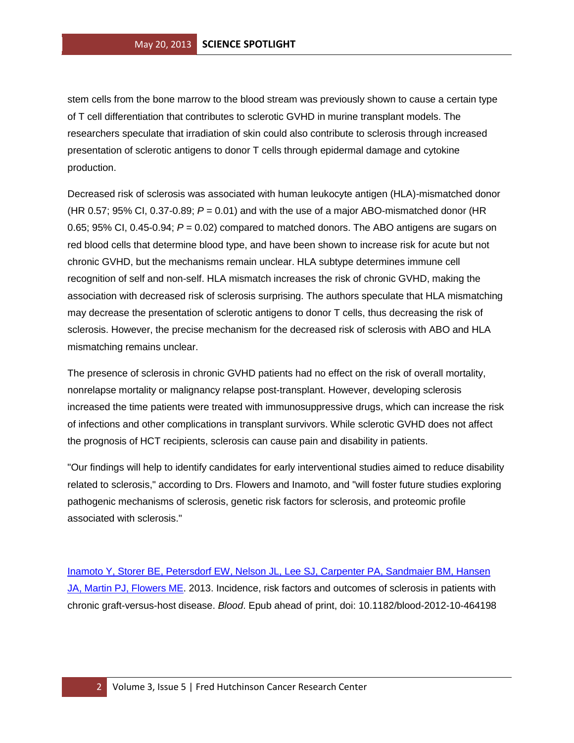stem cells from the bone marrow to the blood stream was previously shown to cause a certain type of T cell differentiation that contributes to sclerotic GVHD in murine transplant models. The researchers speculate that irradiation of skin could also contribute to sclerosis through increased presentation of sclerotic antigens to donor T cells through epidermal damage and cytokine production.

Decreased risk of sclerosis was associated with human leukocyte antigen (HLA)-mismatched donor (HR 0.57; 95% CI, 0.37-0.89; $P = 0.01$) and with the use of a major ABO-mismatched donor (HR 0.65; 95% CI, 0.45-0.94; $P = 0.02$) compared to matched donors. The ABO antigens are sugars on red blood cells that determine blood type, and have been shown to increase risk for acute but not chronic GVHD, but the mechanisms remain unclear. HLA subtype determines immune cell recognition of self and non-self. HLA mismatch increases the risk of chronic GVHD, making the association with decreased risk of sclerosis surprising. The authors speculate that HLA mismatching may decrease the presentation of sclerotic antigens to donor T cells, thus decreasing the risk of sclerosis. However, the precise mechanism for the decreased risk of sclerosis with ABO and HLA mismatching remains unclear.

The presence of sclerosis in chronic GVHD patients had no effect on the risk of overall mortality, nonrelapse mortality or malignancy relapse post-transplant. However, developing sclerosis increased the time patients were treated with immunosuppressive drugs, which can increase the risk of infections and other complications in transplant survivors. While sclerotic GVHD does not affect the prognosis of HCT recipients, sclerosis can cause pain and disability in patients.

"Our findings will help to identify candidates for early interventional studies aimed to reduce disability related to sclerosis," according to Drs. Flowers and Inamoto, and "will foster future studies exploring pathogenic mechanisms of sclerosis, genetic risk factors for sclerosis, and proteomic profile associated with sclerosis."

Inamoto Y, Storer BE, Petersdorf EW, Nelson JL, Lee SJ, Carpenter PA, Sandmaier BM, Hansen JA, Martin PJ, Flowers ME. 2013. Incidence, risk factors and outcomes of sclerosis in patients with chronic graft-versus-host disease. *Blood*. Epub ahead of print, doi: 10.1182/blood-2012-10-464198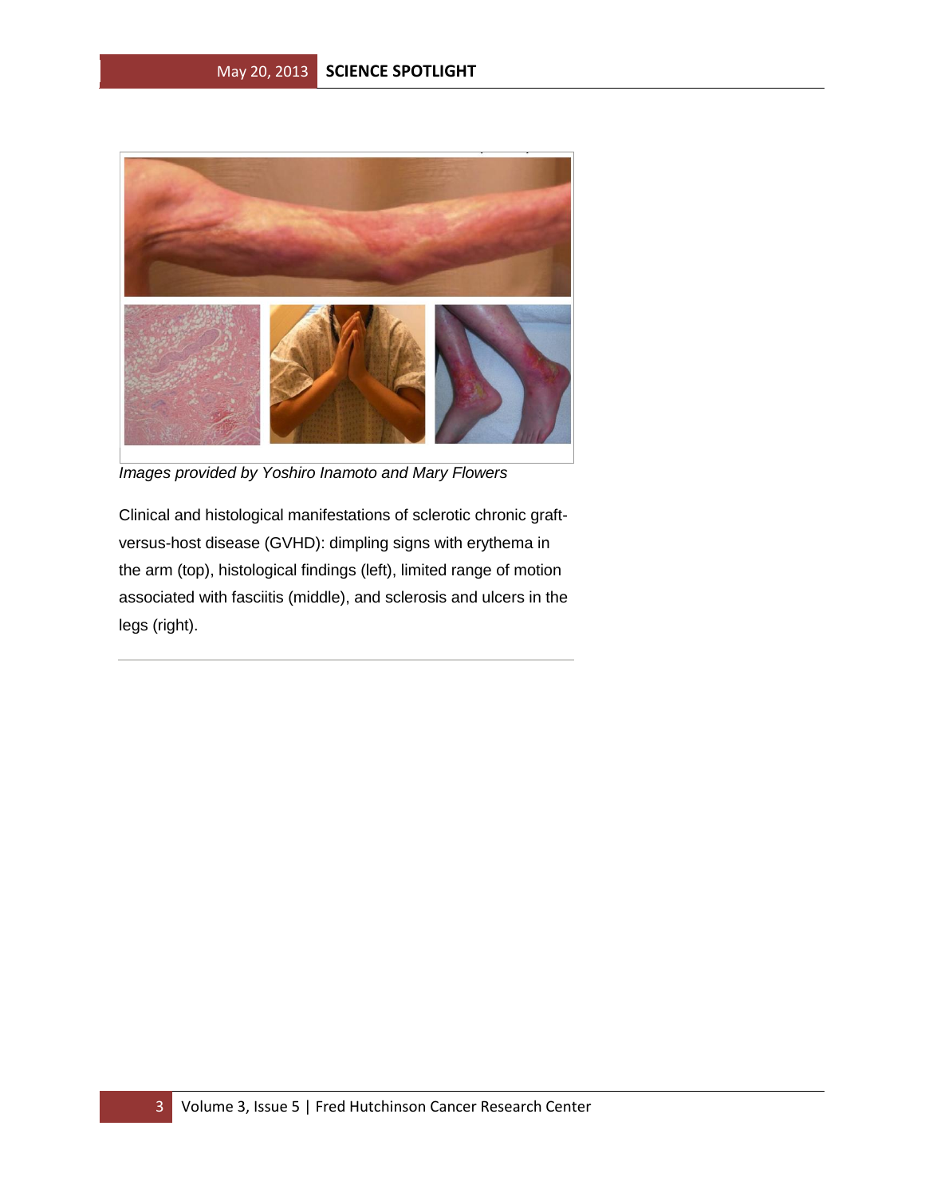*Images provided by Yoshiro Inamoto and Mary Flowers*

Clinical and histological manifestations of sclerotic chronic graft-versus-host disease (GVHD): dimpling signs with erythema in the arm (top), histological findings (left), limited range of motion associated with fasciitis (middle), and sclerosis and ulcers in the legs (right).